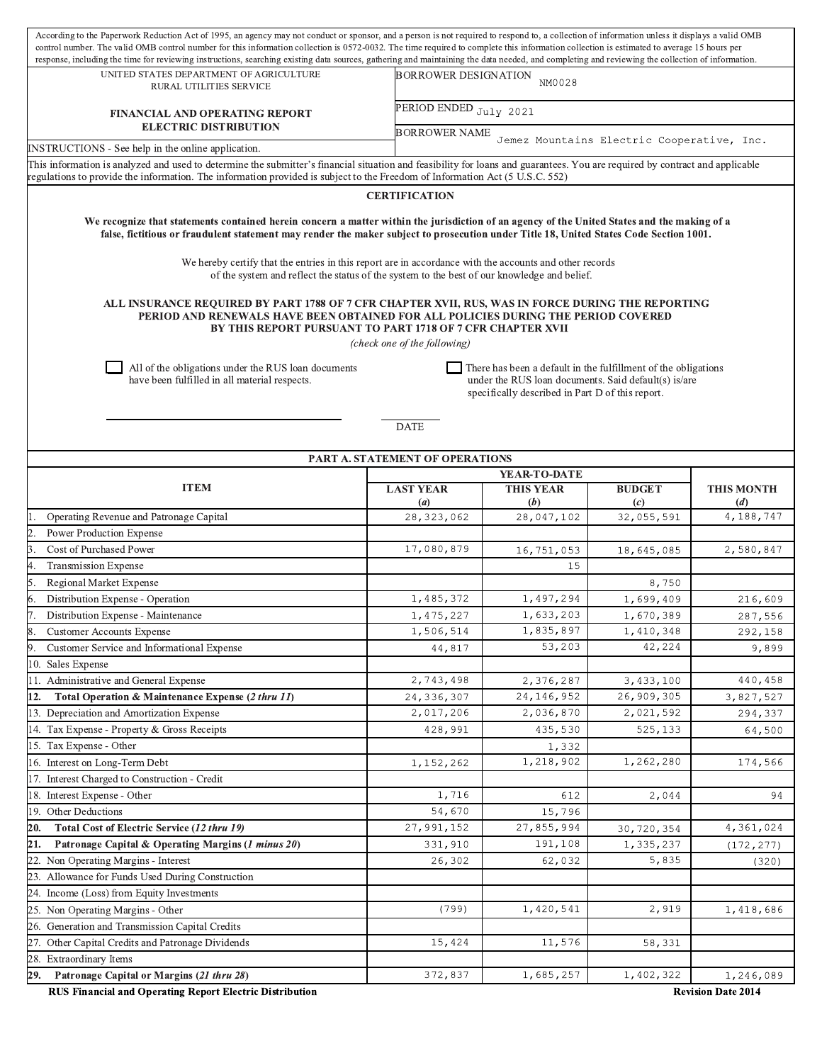According to the Paperwork Reduction Act of 1995, an agency may not conduct or sponsor, and a person is not required to respond to, a collection of information unless it displays a valid OMB control number. The valid OMB control number for this information collection is 0572-0032. The time required to complete this information collection is estimated to average 15 hours per response, including the time for reviewing instructions, searching existing data sources, gathering and maintaining the data needed, and completing and reviewing the collection of information.

| UNITED STATES DEPARTMENT OF AGRICULTURE<br>RURAL UTILITIES SERVICE | BORROWER DESIGNATION NM0028 |
|---|---|
| **FINANCIAL AND OPERATING REPORT<br>ELECTRIC DISTRIBUTION** | PERIOD ENDED July 2021 |
| | BORROWER NAME Jemez Mountains Electric Cooperative, Inc. |
| INSTRUCTIONS - See help in the online application. | |

This information is analyzed and used to determine the submitter's financial situation and feasibility for loans and guarantees. You are required by contract and applicable regulations to provide the information. The information provided is subject to the Freedom of Information Act (5 U.S.C. 552)

## CERTIFICATION

**We recognize that statements contained herein concern a matter within the jurisdiction of an agency of the United States and the making of a false, fictitious or fraudulent statement may render the maker subject to prosecution under Title 18, United States Code Section 1001.**

We hereby certify that the entries in this report are in accordance with the accounts and other records of the system and reflect the status of the system to the best of our knowledge and belief.

**ALL INSURANCE REQUIRED BY PART 1788 OF 7 CFR CHAPTER XVII, RUS, WAS IN FORCE DURING THE REPORTING PERIOD AND RENEWALS HAVE BEEN OBTAINED FOR ALL POLICIES DURING THE PERIOD COVERED BY THIS REPORT PURSUANT TO PART 1718 OF 7 CFR CHAPTER XVII**

*(check one of the following)*

☐ All of the obligations under the RUS loan documents have been fulfilled in all material respects.

☐ There has been a default in the fulfillment of the obligations under the RUS loan documents. Said default(s) is/are specifically described in Part D of this report.

DATE

## PART A. STATEMENT OF OPERATIONS

| ITEM | YEAR-TO-DATE LAST YEAR (*a*) | YEAR-TO-DATE THIS YEAR (*b*) | YEAR-TO-DATE BUDGET (*c*) | THIS MONTH (*d*) |
|---|---|---|---|---|
| 1. Operating Revenue and Patronage Capital | 28,323,062 | 28,047,102 | 32,055,591 | 4,188,747 |
| 2. Power Production Expense | | | | |
| 3. Cost of Purchased Power | 17,080,879 | 16,751,053 | 18,645,085 | 2,580,847 |
| 4. Transmission Expense | | 15 | | |
| 5. Regional Market Expense | | | 8,750 | |
| 6. Distribution Expense - Operation | 1,485,372 | 1,497,294 | 1,699,409 | 216,609 |
| 7. Distribution Expense - Maintenance | 1,475,227 | 1,633,203 | 1,670,389 | 287,556 |
| 8. Customer Accounts Expense | 1,506,514 | 1,835,897 | 1,410,348 | 292,158 |
| 9. Customer Service and Informational Expense | 44,817 | 53,203 | 42,224 | 9,899 |
| 10. Sales Expense | | | | |
| 11. Administrative and General Expense | 2,743,498 | 2,376,287 | 3,433,100 | 440,458 |
| **12. Total Operation & Maintenance Expense (*2 thru 11*)** | 24,336,307 | 24,146,952 | 26,909,305 | 3,827,527 |
| 13. Depreciation and Amortization Expense | 2,017,206 | 2,036,870 | 2,021,592 | 294,337 |
| 14. Tax Expense - Property & Gross Receipts | 428,991 | 435,530 | 525,133 | 64,500 |
| 15. Tax Expense - Other | | 1,332 | | |
| 16. Interest on Long-Term Debt | 1,152,262 | 1,218,902 | 1,262,280 | 174,566 |
| 17. Interest Charged to Construction - Credit | | | | |
| 18. Interest Expense - Other | 1,716 | 612 | 2,044 | 94 |
| 19. Other Deductions | 54,670 | 15,796 | | |
| **20. Total Cost of Electric Service (*12 thru 19*)** | 27,991,152 | 27,855,994 | 30,720,354 | 4,361,024 |
| **21. Patronage Capital & Operating Margins (*1 minus 20*)** | 331,910 | 191,108 | 1,335,237 | (172,277) |
| 22. Non Operating Margins - Interest | 26,302 | 62,032 | 5,835 | (320) |
| 23. Allowance for Funds Used During Construction | | | | |
| 24. Income (Loss) from Equity Investments | | | | |
| 25. Non Operating Margins - Other | (799) | 1,420,541 | 2,919 | 1,418,686 |
| 26. Generation and Transmission Capital Credits | | | | |
| 27. Other Capital Credits and Patronage Dividends | 15,424 | 11,576 | 58,331 | |
| 28. Extraordinary Items | | | | |
| **29. Patronage Capital or Margins (*21 thru 28*)** | 372,837 | 1,685,257 | 1,402,322 | 1,246,089 |

RUS Financial and Operating Report Electric Distribution — Revision Date 2014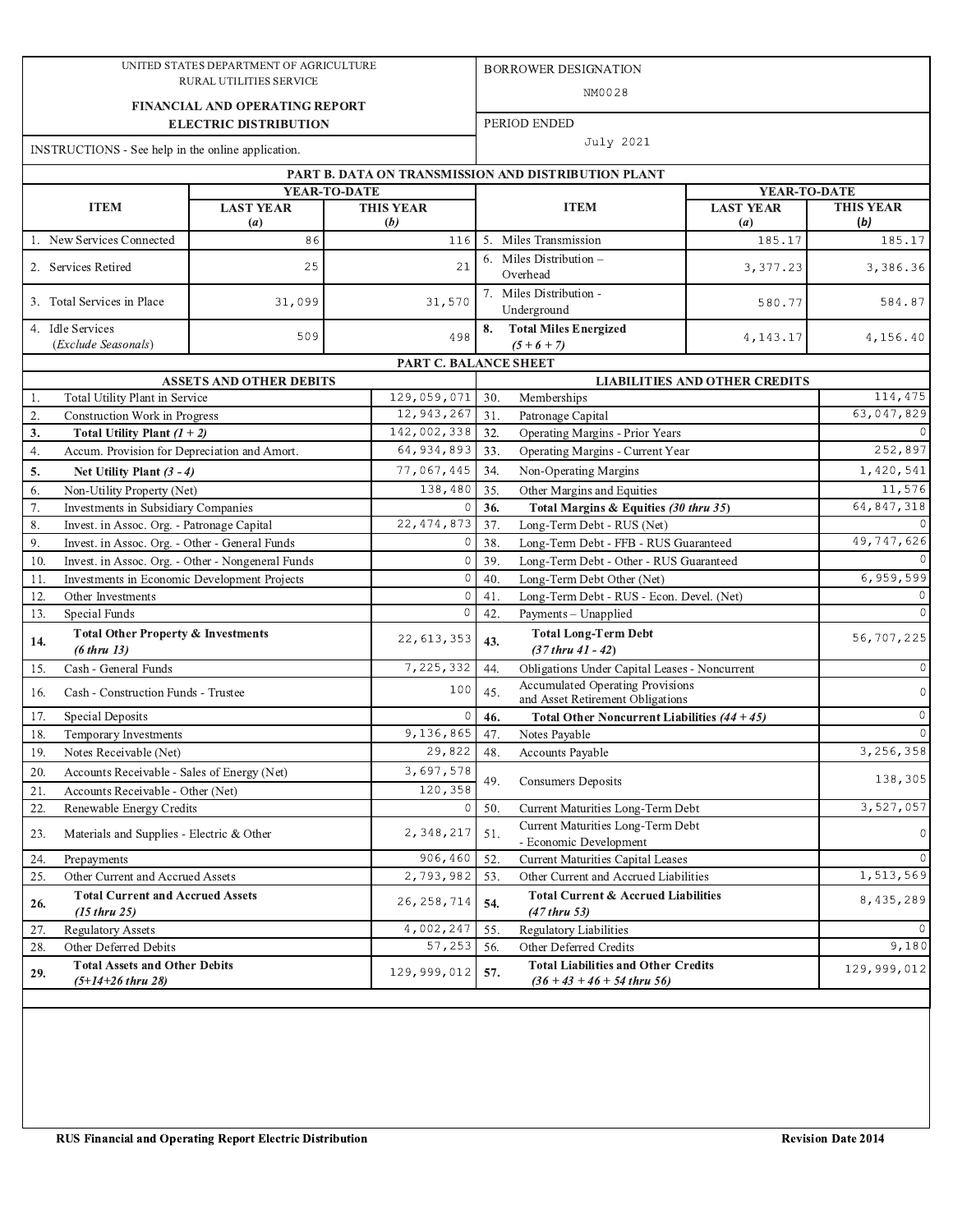UNITED STATES DEPARTMENT OF AGRICULTURE
RURAL UTILITIES SERVICE

**FINANCIAL AND OPERATING REPORT**
**ELECTRIC DISTRIBUTION**

BORROWER DESIGNATION: NM0028

PERIOD ENDED: July 2021

INSTRUCTIONS - See help in the online application.

## PART B. DATA ON TRANSMISSION AND DISTRIBUTION PLANT

| ITEM | YEAR-TO-DATE LAST YEAR (a) | YEAR-TO-DATE THIS YEAR (b) | ITEM | YEAR-TO-DATE LAST YEAR (a) | YEAR-TO-DATE THIS YEAR (b) |
|---|---|---|---|---|---|
| 1. New Services Connected | 86 | 116 | 5. Miles Transmission | 185.17 | 185.17 |
| 2. Services Retired | 25 | 21 | 6. Miles Distribution – Overhead | 3,377.23 | 3,386.36 |
| 3. Total Services in Place | 31,099 | 31,570 | 7. Miles Distribution - Underground | 580.77 | 584.87 |
| 4. Idle Services (*Exclude Seasonals*) | 509 | 498 | **8. Total Miles Energized** ***(5 + 6 + 7)*** | 4,143.17 | 4,156.40 |

## PART C. BALANCE SHEET

| ASSETS AND OTHER DEBITS | | LIABILITIES AND OTHER CREDITS | |
|---|---|---|---|
| 1. Total Utility Plant in Service | 129,059,071 | 30. Memberships | 114,475 |
| 2. Construction Work in Progress | 12,943,267 | 31. Patronage Capital | 63,047,829 |
| **3. Total Utility Plant** ***(1 + 2)*** | 142,002,338 | 32. Operating Margins - Prior Years | 0 |
| 4. Accum. Provision for Depreciation and Amort. | 64,934,893 | 33. Operating Margins - Current Year | 252,897 |
| **5. Net Utility Plant** ***(3 - 4)*** | 77,067,445 | 34. Non-Operating Margins | 1,420,541 |
| 6. Non-Utility Property (Net) | 138,480 | 35. Other Margins and Equities | 11,576 |
| 7. Investments in Subsidiary Companies | 0 | **36. Total Margins & Equities** ***(30 thru 35)*** | 64,847,318 |
| 8. Invest. in Assoc. Org. - Patronage Capital | 22,474,873 | 37. Long-Term Debt - RUS (Net) | 0 |
| 9. Invest. in Assoc. Org. - Other - General Funds | 0 | 38. Long-Term Debt - FFB - RUS Guaranteed | 49,747,626 |
| 10. Invest. in Assoc. Org. - Other - Nongeneral Funds | 0 | 39. Long-Term Debt - Other - RUS Guaranteed | 0 |
| 11. Investments in Economic Development Projects | 0 | 40. Long-Term Debt Other (Net) | 6,959,599 |
| 12. Other Investments | 0 | 41. Long-Term Debt - RUS - Econ. Devel. (Net) | 0 |
| 13. Special Funds | 0 | 42. Payments – Unapplied | 0 |
| **14. Total Other Property & Investments** ***(6 thru 13)*** | 22,613,353 | **43. Total Long-Term Debt** ***(37 thru 41 - 42)*** | 56,707,225 |
| 15. Cash - General Funds | 7,225,332 | 44. Obligations Under Capital Leases - Noncurrent | 0 |
| 16. Cash - Construction Funds - Trustee | 100 | 45. Accumulated Operating Provisions and Asset Retirement Obligations | 0 |
| 17. Special Deposits | 0 | **46. Total Other Noncurrent Liabilities** ***(44 + 45)*** | 0 |
| 18. Temporary Investments | 9,136,865 | 47. Notes Payable | 0 |
| 19. Notes Receivable (Net) | 29,822 | 48. Accounts Payable | 3,256,358 |
| 20. Accounts Receivable - Sales of Energy (Net) | 3,697,578 | 49. Consumers Deposits | 138,305 |
| 21. Accounts Receivable - Other (Net) | 120,358 | | |
| 22. Renewable Energy Credits | 0 | 50. Current Maturities Long-Term Debt | 3,527,057 |
| 23. Materials and Supplies - Electric & Other | 2,348,217 | 51. Current Maturities Long-Term Debt - Economic Development | 0 |
| 24. Prepayments | 906,460 | 52. Current Maturities Capital Leases | 0 |
| 25. Other Current and Accrued Assets | 2,793,982 | 53. Other Current and Accrued Liabilities | 1,513,569 |
| **26. Total Current and Accrued Assets** ***(15 thru 25)*** | 26,258,714 | **54. Total Current & Accrued Liabilities** ***(47 thru 53)*** | 8,435,289 |
| 27. Regulatory Assets | 4,002,247 | 55. Regulatory Liabilities | 0 |
| 28. Other Deferred Debits | 57,253 | 56. Other Deferred Credits | 9,180 |
| **29. Total Assets and Other Debits** ***(5+14+26 thru 28)*** | 129,999,012 | **57. Total Liabilities and Other Credits** ***(36 + 43 + 46 + 54 thru 56)*** | 129,999,012 |

**RUS Financial and Operating Report Electric Distribution** | **Revision Date 2014**